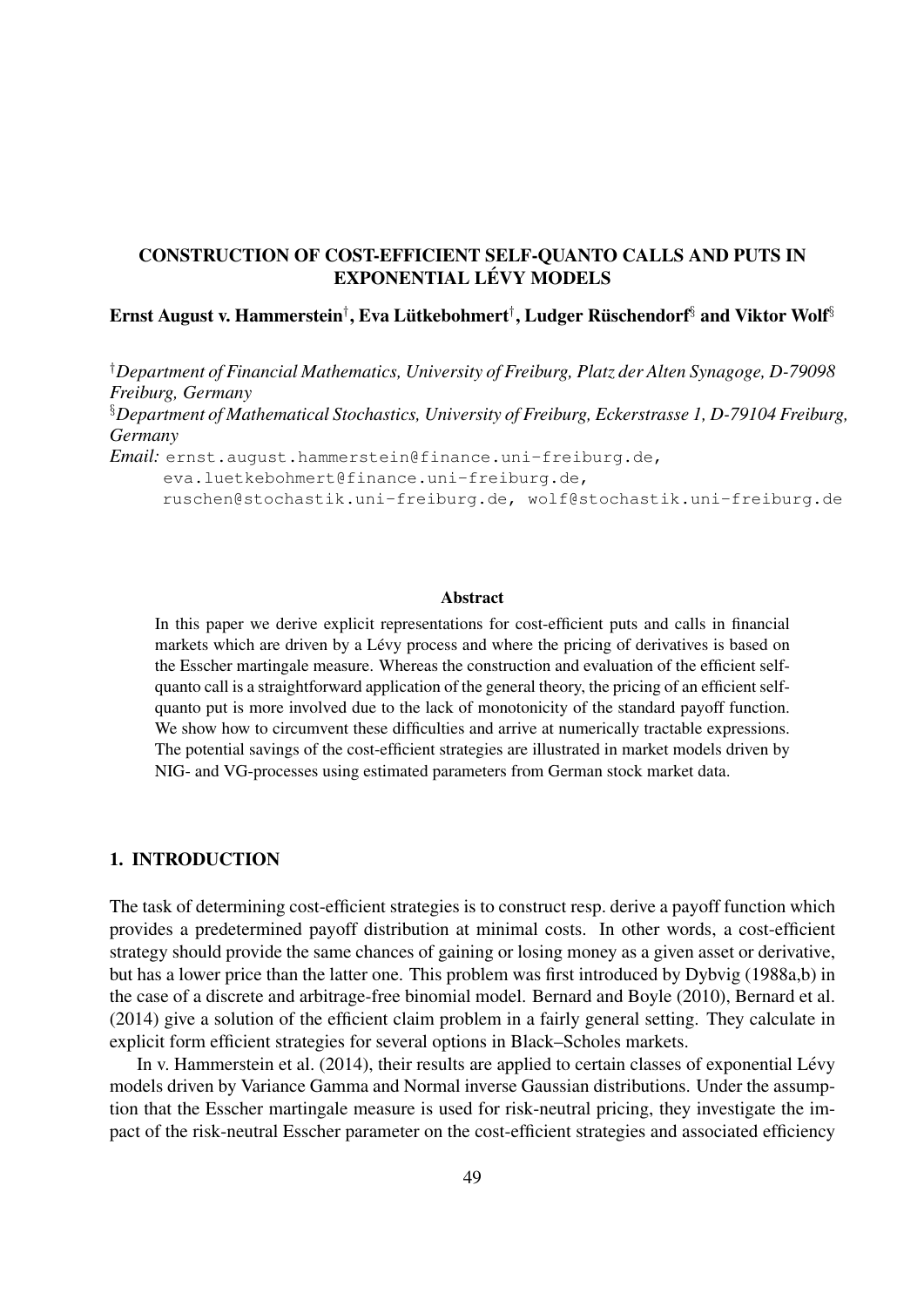# CONSTRUCTION OF COST-EFFICIENT SELF-QUANTO CALLS AND PUTS IN EXPONENTIAL LÉVY MODELS

**Ernst August v. Hammerstein[†], Eva Lütkebohmert[†], Ludger Rüschendorf[§] and Viktor Wolf[§]**

[†]*Department of Financial Mathematics, University of Freiburg, Platz der Alten Synagoge, D-79098 Freiburg, Germany*

[§]*Department of Mathematical Stochastics, University of Freiburg, Eckerstrasse 1, D-79104 Freiburg, Germany*

*Email:* ernst.august.hammerstein@finance.uni-freiburg.de,
eva.luetkebohmert@finance.uni-freiburg.de,
ruschen@stochastik.uni-freiburg.de, wolf@stochastik.uni-freiburg.de

**Abstract**

In this paper we derive explicit representations for cost-efficient puts and calls in financial markets which are driven by a Lévy process and where the pricing of derivatives is based on the Esscher martingale measure. Whereas the construction and evaluation of the efficient self-quanto call is a straightforward application of the general theory, the pricing of an efficient self-quanto put is more involved due to the lack of monotonicity of the standard payoff function. We show how to circumvent these difficulties and arrive at numerically tractable expressions. The potential savings of the cost-efficient strategies are illustrated in market models driven by NIG- and VG-processes using estimated parameters from German stock market data.

## 1. INTRODUCTION

The task of determining cost-efficient strategies is to construct resp. derive a payoff function which provides a predetermined payoff distribution at minimal costs. In other words, a cost-efficient strategy should provide the same chances of gaining or losing money as a given asset or derivative, but has a lower price than the latter one. This problem was first introduced by Dybvig (1988a,b) in the case of a discrete and arbitrage-free binomial model. Bernard and Boyle (2010), Bernard et al. (2014) give a solution of the efficient claim problem in a fairly general setting. They calculate in explicit form efficient strategies for several options in Black–Scholes markets.

In v. Hammerstein et al. (2014), their results are applied to certain classes of exponential Lévy models driven by Variance Gamma and Normal inverse Gaussian distributions. Under the assumption that the Esscher martingale measure is used for risk-neutral pricing, they investigate the impact of the risk-neutral Esscher parameter on the cost-efficient strategies and associated efficiency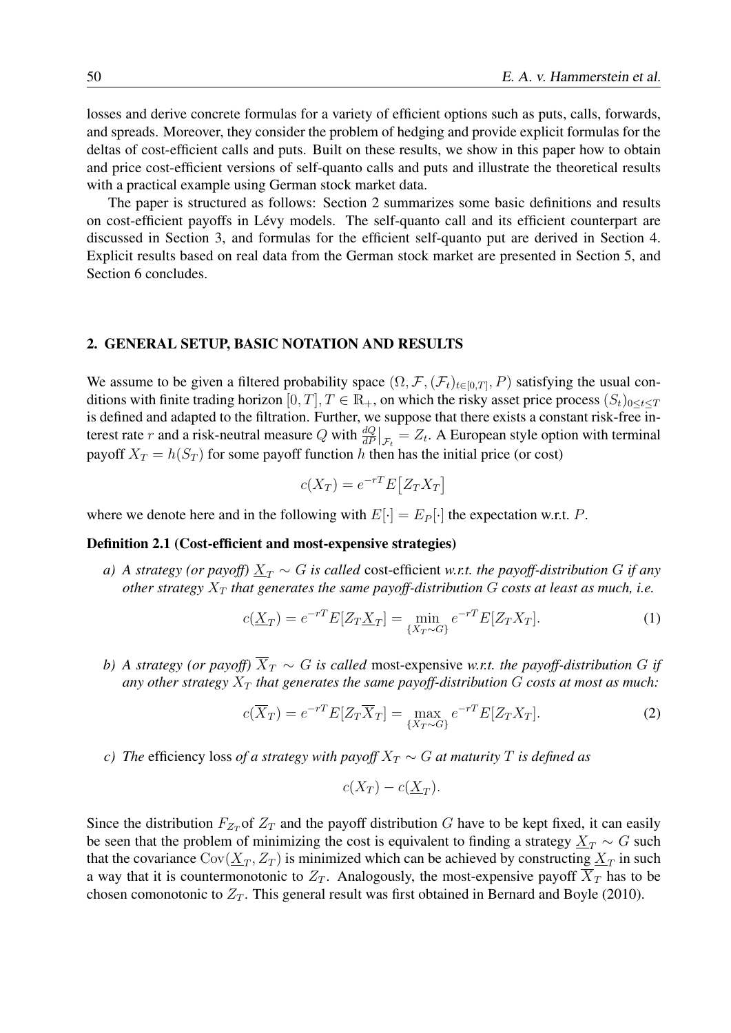losses and derive concrete formulas for a variety of efficient options such as puts, calls, forwards, and spreads. Moreover, they consider the problem of hedging and provide explicit formulas for the deltas of cost-efficient calls and puts. Built on these results, we show in this paper how to obtain and price cost-efficient versions of self-quanto calls and puts and illustrate the theoretical results with a practical example using German stock market data.

The paper is structured as follows: Section 2 summarizes some basic definitions and results on cost-efficient payoffs in Lévy models. The self-quanto call and its efficient counterpart are discussed in Section 3, and formulas for the efficient self-quanto put are derived in Section 4. Explicit results based on real data from the German stock market are presented in Section 5, and Section 6 concludes.

## 2. GENERAL SETUP, BASIC NOTATION AND RESULTS

We assume to be given a filtered probability space $(\Omega, \mathcal{F}, (\mathcal{F}_t)_{t\in[0,T]}, P)$ satisfying the usual conditions with finite trading horizon $[0,T], T \in \mathbb{R}_+$, on which the risky asset price process $(S_t)_{0\leq t\leq T}$ is defined and adapted to the filtration. Further, we suppose that there exists a constant risk-free interest rate $r$ and a risk-neutral measure $Q$ with $\frac{dQ}{dP}\big|_{\mathcal{F}_t} = Z_t$. A European style option with terminal payoff $X_T = h(S_T)$ for some payoff function $h$ then has the initial price (or cost)

$$c(X_T) = e^{-rT}E\big[Z_T X_T\big]$$

where we denote here and in the following with $E[\cdot] = E_P[\cdot]$ the expectation w.r.t. $P$.

**Definition 2.1 (Cost-efficient and most-expensive strategies)**

*a) A strategy (or payoff) $\underline{X}_T \sim G$ is called* cost-efficient *w.r.t. the payoff-distribution $G$ if any other strategy $X_T$ that generates the same payoff-distribution $G$ costs at least as much, i.e.*

$$c(\underline{X}_T) = e^{-rT}E[Z_T\underline{X}_T] = \min_{\{X_T\sim G\}} e^{-rT}E[Z_T X_T]. \tag{1}$$

*b) A strategy (or payoff) $\overline{X}_T \sim G$ is called* most-expensive *w.r.t. the payoff-distribution $G$ if any other strategy $X_T$ that generates the same payoff-distribution $G$ costs at most as much:*

$$c(\overline{X}_T) = e^{-rT}E[Z_T\overline{X}_T] = \max_{\{X_T\sim G\}} e^{-rT}E[Z_T X_T]. \tag{2}$$

*c) The* efficiency loss *of a strategy with payoff $X_T \sim G$ at maturity $T$ is defined as*

$$c(X_T) - c(\underline{X}_T).$$

Since the distribution $F_{Z_T}$of $Z_T$ and the payoff distribution $G$ have to be kept fixed, it can easily be seen that the problem of minimizing the cost is equivalent to finding a strategy $\underline{X}_T \sim G$ such that the covariance $\mathrm{Cov}(\underline{X}_T, Z_T)$ is minimized which can be achieved by constructing $\underline{X}_T$ in such a way that it is countermonotonic to $Z_T$. Analogously, the most-expensive payoff $\overline{X}_T$ has to be chosen comonotonic to $Z_T$. This general result was first obtained in Bernard and Boyle (2010).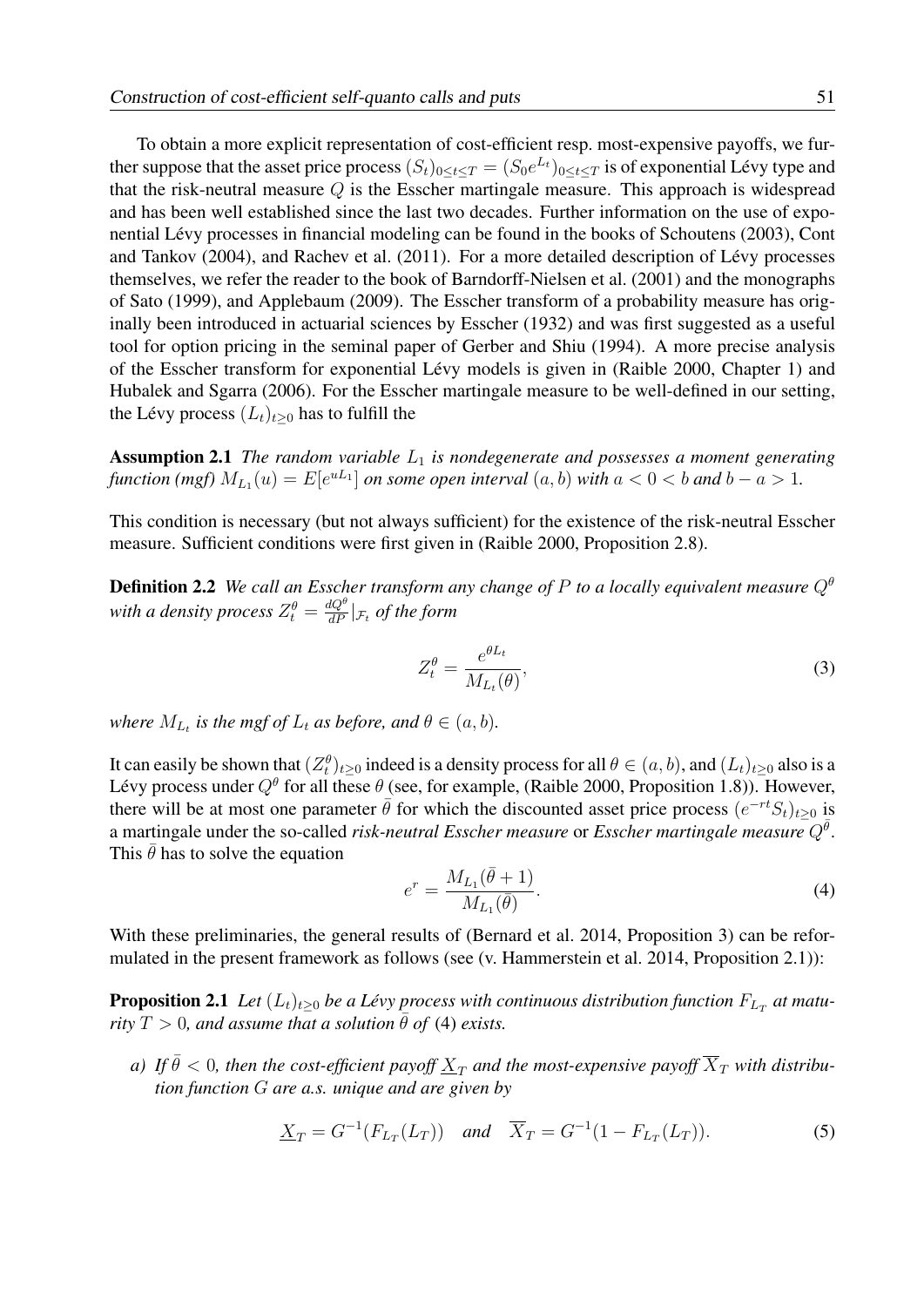To obtain a more explicit representation of cost-efficient resp. most-expensive payoffs, we further suppose that the asset price process $(S_t)_{0\le t\le T} = (S_0 e^{L_t})_{0\le t\le T}$ is of exponential Lévy type and that the risk-neutral measure $Q$ is the Esscher martingale measure. This approach is widespread and has been well established since the last two decades. Further information on the use of exponential Lévy processes in financial modeling can be found in the books of Schoutens (2003), Cont and Tankov (2004), and Rachev et al. (2011). For a more detailed description of Lévy processes themselves, we refer the reader to the book of Barndorff-Nielsen et al. (2001) and the monographs of Sato (1999), and Applebaum (2009). The Esscher transform of a probability measure has originally been introduced in actuarial sciences by Esscher (1932) and was first suggested as a useful tool for option pricing in the seminal paper of Gerber and Shiu (1994). A more precise analysis of the Esscher transform for exponential Lévy models is given in (Raible 2000, Chapter 1) and Hubalek and Sgarra (2006). For the Esscher martingale measure to be well-defined in our setting, the Lévy process $(L_t)_{t\ge 0}$ has to fulfill the

**Assumption 2.1** *The random variable $L_1$ is nondegenerate and possesses a moment generating function (mgf) $M_{L_1}(u) = E[e^{uL_1}]$ on some open interval $(a, b)$ with $a < 0 < b$ and $b - a > 1$.*

This condition is necessary (but not always sufficient) for the existence of the risk-neutral Esscher measure. Sufficient conditions were first given in (Raible 2000, Proposition 2.8).

**Definition 2.2** *We call an Esscher transform any change of $P$ to a locally equivalent measure $Q^\theta$ with a density process $Z_t^\theta = \frac{dQ^\theta}{dP}|_{\mathcal{F}_t}$ of the form*

$$Z_t^\theta = \frac{e^{\theta L_t}}{M_{L_t}(\theta)}, \tag{3}$$

*where $M_{L_t}$ is the mgf of $L_t$ as before, and $\theta \in (a, b)$.*

It can easily be shown that $(Z_t^\theta)_{t\ge 0}$ indeed is a density process for all $\theta \in (a, b)$, and $(L_t)_{t\ge 0}$ also is a Lévy process under $Q^\theta$ for all these $\theta$ (see, for example, (Raible 2000, Proposition 1.8)). However, there will be at most one parameter $\bar{\theta}$ for which the discounted asset price process $(e^{-rt}S_t)_{t\ge 0}$ is a martingale under the so-called *risk-neutral Esscher measure* or *Esscher martingale measure* $Q^{\bar{\theta}}$. This $\bar{\theta}$ has to solve the equation

$$e^r = \frac{M_{L_1}(\bar{\theta} + 1)}{M_{L_1}(\bar{\theta})}. \tag{4}$$

With these preliminaries, the general results of (Bernard et al. 2014, Proposition 3) can be reformulated in the present framework as follows (see (v. Hammerstein et al. 2014, Proposition 2.1)):

**Proposition 2.1** *Let $(L_t)_{t\ge 0}$ be a Lévy process with continuous distribution function $F_{L_T}$ at maturity $T > 0$, and assume that a solution $\bar{\theta}$ of (4) exists.*

*a) If $\bar{\theta} < 0$, then the cost-efficient payoff $\underline{X}_T$ and the most-expensive payoff $\overline{X}_T$ with distribution function $G$ are a.s. unique and are given by*

$$\underline{X}_T = G^{-1}(F_{L_T}(L_T)) \quad \text{and} \quad \overline{X}_T = G^{-1}(1 - F_{L_T}(L_T)). \tag{5}$$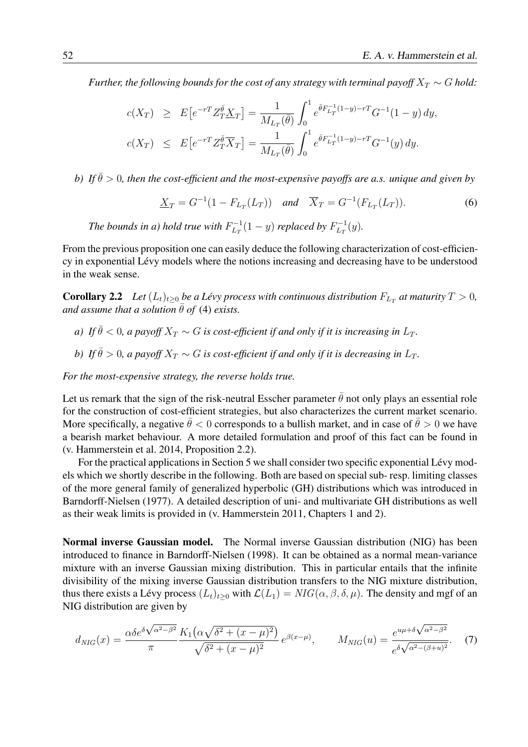*Further, the following bounds for the cost of any strategy with terminal payoff $X_T \sim G$ hold:*

$$
\begin{aligned}
c(X_T) &\geq E\big[e^{-rT} Z_T^{\bar{\theta}} \underline{X}_T\big] = \frac{1}{M_{L_T}(\bar{\theta})} \int_0^1 e^{\bar{\theta} F_{L_T}^{-1}(1-y) - rT} G^{-1}(1-y)\, dy, \\
c(X_T) &\leq E\big[e^{-rT} Z_T^{\bar{\theta}} \overline{X}_T\big] = \frac{1}{M_{L_T}(\bar{\theta})} \int_0^1 e^{\bar{\theta} F_{L_T}^{-1}(1-y) - rT} G^{-1}(y)\, dy.
\end{aligned}
$$

*b) If $\bar{\theta} > 0$, then the cost-efficient and the most-expensive payoffs are a.s. unique and given by*

$$
\underline{X}_T = G^{-1}(1 - F_{L_T}(L_T)) \quad \text{and} \quad \overline{X}_T = G^{-1}(F_{L_T}(L_T)). \tag{6}
$$

*The bounds in a) hold true with $F_{L_T}^{-1}(1-y)$ replaced by $F_{L_T}^{-1}(y)$.*

From the previous proposition one can easily deduce the following characterization of cost-efficiency in exponential Lévy models where the notions increasing and decreasing have to be understood in the weak sense.

**Corollary 2.2** *Let $(L_t)_{t \geq 0}$ be a Lévy process with continuous distribution $F_{L_T}$ at maturity $T > 0$, and assume that a solution $\bar{\theta}$ of* (4) *exists.*

*a) If $\bar{\theta} < 0$, a payoff $X_T \sim G$ is cost-efficient if and only if it is increasing in $L_T$.*

*b) If $\bar{\theta} > 0$, a payoff $X_T \sim G$ is cost-efficient if and only if it is decreasing in $L_T$.*

*For the most-expensive strategy, the reverse holds true.*

Let us remark that the sign of the risk-neutral Esscher parameter $\bar{\theta}$ not only plays an essential role for the construction of cost-efficient strategies, but also characterizes the current market scenario. More specifically, a negative $\bar{\theta} < 0$ corresponds to a bullish market, and in case of $\bar{\theta} > 0$ we have a bearish market behaviour. A more detailed formulation and proof of this fact can be found in (v. Hammerstein et al. 2014, Proposition 2.2).

For the practical applications in Section 5 we shall consider two specific exponential Lévy models which we shortly describe in the following. Both are based on special sub- resp. limiting classes of the more general family of generalized hyperbolic (GH) distributions which was introduced in Barndorff-Nielsen (1977). A detailed description of uni- and multivariate GH distributions as well as their weak limits is provided in (v. Hammerstein 2011, Chapters 1 and 2).

**Normal inverse Gaussian model.** The Normal inverse Gaussian distribution (NIG) has been introduced to finance in Barndorff-Nielsen (1998). It can be obtained as a normal mean-variance mixture with an inverse Gaussian mixing distribution. This in particular entails that the infinite divisibility of the mixing inverse Gaussian distribution transfers to the NIG mixture distribution, thus there exists a Lévy process $(L_t)_{t \geq 0}$ with $\mathcal{L}(L_1) = NIG(\alpha, \beta, \delta, \mu)$. The density and mgf of an NIG distribution are given by

$$
d_{NIG}(x) = \frac{\alpha \delta e^{\delta \sqrt{\alpha^2 - \beta^2}}}{\pi} \frac{K_1\big(\alpha \sqrt{\delta^2 + (x-\mu)^2}\big)}{\sqrt{\delta^2 + (x-\mu)^2}} \, e^{\beta(x-\mu)}, \qquad M_{NIG}(u) = \frac{e^{u\mu + \delta\sqrt{\alpha^2 - \beta^2}}}{e^{\delta \sqrt{\alpha^2 - (\beta+u)^2}}}. \tag{7}
$$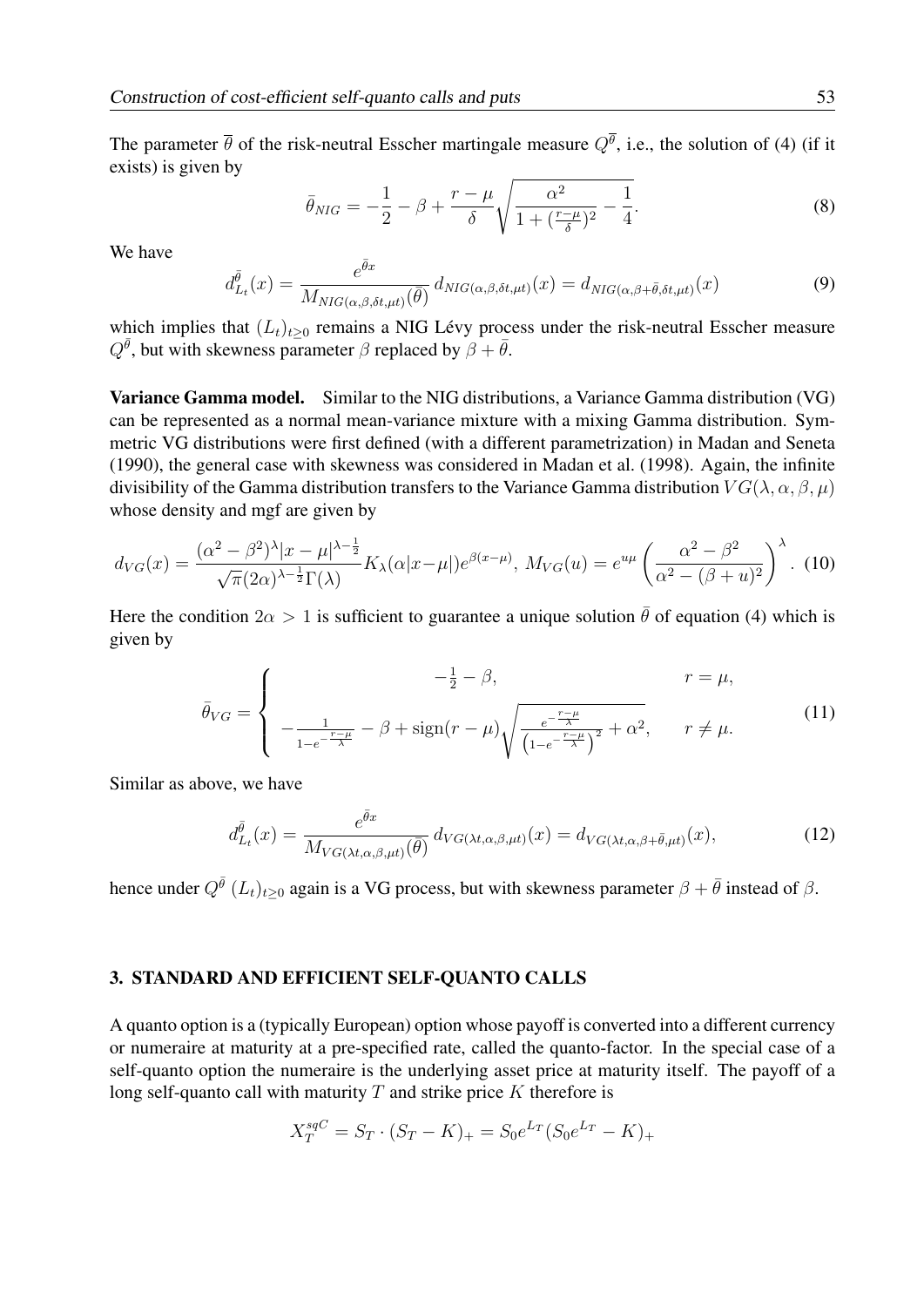The parameter $\overline{\theta}$ of the risk-neutral Esscher martingale measure $Q^{\overline{\theta}}$, i.e., the solution of (4) (if it exists) is given by

$$\bar{\theta}_{NIG} = -\frac{1}{2} - \beta + \frac{r-\mu}{\delta}\sqrt{\frac{\alpha^2}{1+(\frac{r-\mu}{\delta})^2} - \frac{1}{4}}. \tag{8}$$

We have

$$d_{L_t}^{\bar{\theta}}(x) = \frac{e^{\bar{\theta}x}}{M_{NIG(\alpha,\beta,\delta t,\mu t)}(\bar{\theta})}\, d_{NIG(\alpha,\beta,\delta t,\mu t)}(x) = d_{NIG(\alpha,\beta+\bar{\theta},\delta t,\mu t)}(x) \tag{9}$$

which implies that $(L_t)_{t\geq 0}$ remains a NIG Lévy process under the risk-neutral Esscher measure $Q^{\bar{\theta}}$, but with skewness parameter $\beta$ replaced by $\beta+\bar{\theta}$.

**Variance Gamma model.** Similar to the NIG distributions, a Variance Gamma distribution (VG) can be represented as a normal mean-variance mixture with a mixing Gamma distribution. Symmetric VG distributions were first defined (with a different parametrization) in Madan and Seneta (1990), the general case with skewness was considered in Madan et al. (1998). Again, the infinite divisibility of the Gamma distribution transfers to the Variance Gamma distribution $VG(\lambda,\alpha,\beta,\mu)$ whose density and mgf are given by

$$d_{VG}(x) = \frac{(\alpha^2-\beta^2)^{\lambda}|x-\mu|^{\lambda-\frac{1}{2}}}{\sqrt{\pi}(2\alpha)^{\lambda-\frac{1}{2}}\Gamma(\lambda)}K_{\lambda}(\alpha|x-\mu|)e^{\beta(x-\mu)},\ M_{VG}(u) = e^{u\mu}\left(\frac{\alpha^2-\beta^2}{\alpha^2-(\beta+u)^2}\right)^{\lambda}. \tag{10}$$

Here the condition $2\alpha > 1$ is sufficient to guarantee a unique solution $\bar{\theta}$ of equation (4) which is given by

$$\bar{\theta}_{VG} = \begin{cases} -\frac{1}{2}-\beta, & r=\mu, \\ -\frac{1}{1-e^{-\frac{r-\mu}{\lambda}}} - \beta + \operatorname{sign}(r-\mu)\sqrt{\frac{e^{-\frac{r-\mu}{\lambda}}}{\left(1-e^{-\frac{r-\mu}{\lambda}}\right)^2}+\alpha^2}, & r\neq\mu. \end{cases} \tag{11}$$

Similar as above, we have

$$d_{L_t}^{\bar{\theta}}(x) = \frac{e^{\bar{\theta}x}}{M_{VG(\lambda t,\alpha,\beta,\mu t)}(\bar{\theta})}\, d_{VG(\lambda t,\alpha,\beta,\mu t)}(x) = d_{VG(\lambda t,\alpha,\beta+\bar{\theta},\mu t)}(x), \tag{12}$$

hence under $Q^{\bar{\theta}}$ $(L_t)_{t\geq 0}$ again is a VG process, but with skewness parameter $\beta+\bar{\theta}$ instead of $\beta$.

## 3. STANDARD AND EFFICIENT SELF-QUANTO CALLS

A quanto option is a (typically European) option whose payoff is converted into a different currency or numeraire at maturity at a pre-specified rate, called the quanto-factor. In the special case of a self-quanto option the numeraire is the underlying asset price at maturity itself. The payoff of a long self-quanto call with maturity $T$ and strike price $K$ therefore is

$$X_T^{sqC} = S_T\cdot(S_T-K)_+ = S_0e^{L_T}(S_0e^{L_T}-K)_+$$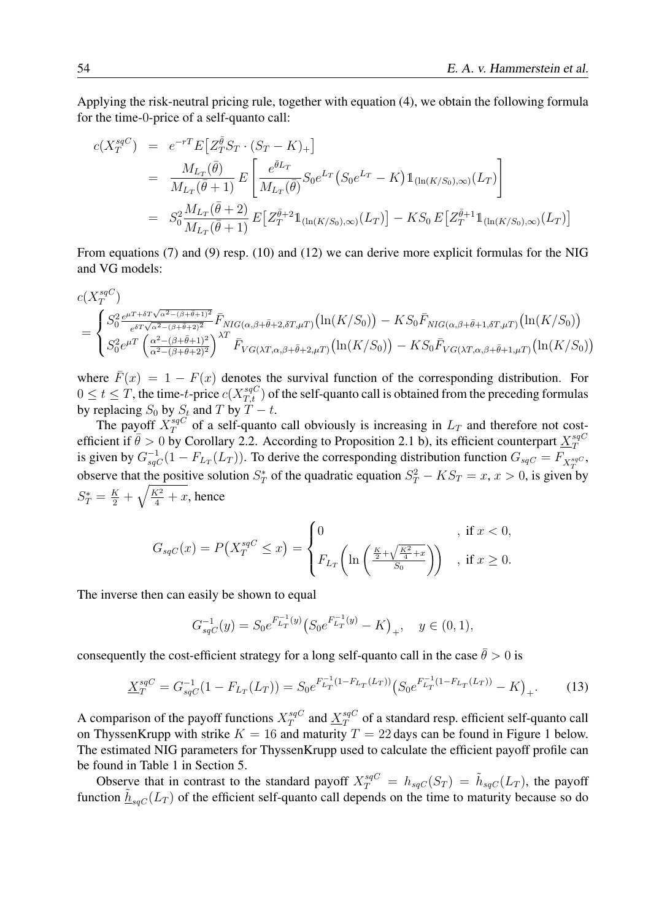Applying the risk-neutral pricing rule, together with equation (4), we obtain the following formula for the time-0-price of a self-quanto call:

$$
\begin{aligned}
c(X_T^{sqC}) &= e^{-rT} E\big[Z_T^{\bar{\theta}} S_T \cdot (S_T - K)_+\big] \\
&= \frac{M_{L_T}(\bar{\theta})}{M_{L_T}(\bar{\theta}+1)}\, E\left[\frac{e^{\bar{\theta}L_T}}{M_{L_T}(\bar{\theta})} S_0 e^{L_T}\big(S_0 e^{L_T} - K\big)\mathbb{1}_{(\ln(K/S_0),\infty)}(L_T)\right] \\
&= S_0^2 \frac{M_{L_T}(\bar{\theta}+2)}{M_{L_T}(\bar{\theta}+1)}\, E\big[Z_T^{\bar{\theta}+2}\mathbb{1}_{(\ln(K/S_0),\infty)}(L_T)\big] - K S_0\, E\big[Z_T^{\bar{\theta}+1}\mathbb{1}_{(\ln(K/S_0),\infty)}(L_T)\big]
\end{aligned}
$$

From equations (7) and (9) resp. (10) and (12) we can derive more explicit formulas for the NIG and VG models:

$$
\begin{aligned}
&c(X_T^{sqC}) \\
&= \begin{cases} S_0^2 \frac{e^{\mu T + \delta T\sqrt{\alpha^2 - (\beta+\bar{\theta}+1)^2}}}{e^{\delta T\sqrt{\alpha^2-(\beta+\bar{\theta}+2)^2}}} \bar{F}_{NIG(\alpha,\beta+\bar{\theta}+2,\delta T,\mu T)}\big(\ln(K/S_0)\big) - K S_0 \bar{F}_{NIG(\alpha,\beta+\bar{\theta}+1,\delta T,\mu T)}\big(\ln(K/S_0)\big) \\ S_0^2 e^{\mu T}\left(\frac{\alpha^2-(\beta+\bar{\theta}+1)^2}{\alpha^2-(\beta+\bar{\theta}+2)^2}\right)^{\lambda T} \bar{F}_{VG(\lambda T,\alpha,\beta+\bar{\theta}+2,\mu T)}\big(\ln(K/S_0)\big) - K S_0 \bar{F}_{VG(\lambda T,\alpha,\beta+\bar{\theta}+1,\mu T)}\big(\ln(K/S_0)\big) \end{cases}
\end{aligned}
$$

where $\bar{F}(x) = 1 - F(x)$ denotes the survival function of the corresponding distribution. For $0 \leq t \leq T$, the time-$t$-price $c(X_{T,t}^{sqC})$ of the self-quanto call is obtained from the preceding formulas by replacing $S_0$ by $S_t$ and $T$ by $T - t$.

The payoff $X_T^{sqC}$ of a self-quanto call obviously is increasing in $L_T$ and therefore not cost-efficient if $\bar{\theta} > 0$ by Corollary 2.2. According to Proposition 2.1 b), its efficient counterpart $\underline{X}_T^{sqC}$ is given by $G_{sqC}^{-1}(1 - F_{L_T}(L_T))$. To derive the corresponding distribution function $G_{sqC} = F_{X_T^{sqC}}$, observe that the positive solution $S_T^*$ of the quadratic equation $S_T^2 - K S_T = x$, $x > 0$, is given by $S_T^* = \frac{K}{2} + \sqrt{\frac{K^2}{4} + x}$, hence

$$
G_{sqC}(x) = P\big(X_T^{sqC} \leq x\big) = \begin{cases} 0 & \text{, if } x < 0, \\ F_{L_T}\left(\ln\left(\frac{\frac{K}{2}+\sqrt{\frac{K^2}{4}+x}}{S_0}\right)\right) & \text{, if } x \geq 0. \end{cases}
$$

The inverse then can easily be shown to equal

$$
G_{sqC}^{-1}(y) = S_0 e^{F_{L_T}^{-1}(y)}\big(S_0 e^{F_{L_T}^{-1}(y)} - K\big)_+, \quad y \in (0,1),
$$

consequently the cost-efficient strategy for a long self-quanto call in the case $\bar{\theta} > 0$ is

$$
\underline{X}_T^{sqC} = G_{sqC}^{-1}(1 - F_{L_T}(L_T)) = S_0 e^{F_{L_T}^{-1}(1-F_{L_T}(L_T))}\big(S_0 e^{F_{L_T}^{-1}(1-F_{L_T}(L_T))} - K\big)_+. \tag{13}
$$

A comparison of the payoff functions $X_T^{sqC}$ and $\underline{X}_T^{sqC}$ of a standard resp. efficient self-quanto call on ThyssenKrupp with strike $K = 16$ and maturity $T = 22$ days can be found in Figure 1 below. The estimated NIG parameters for ThyssenKrupp used to calculate the efficient payoff profile can be found in Table 1 in Section 5.

Observe that in contrast to the standard payoff $X_T^{sqC} = h_{sqC}(S_T) = \tilde{h}_{sqC}(L_T)$, the payoff function $\underline{\tilde{h}}_{sqC}(L_T)$ of the efficient self-quanto call depends on the time to maturity because so do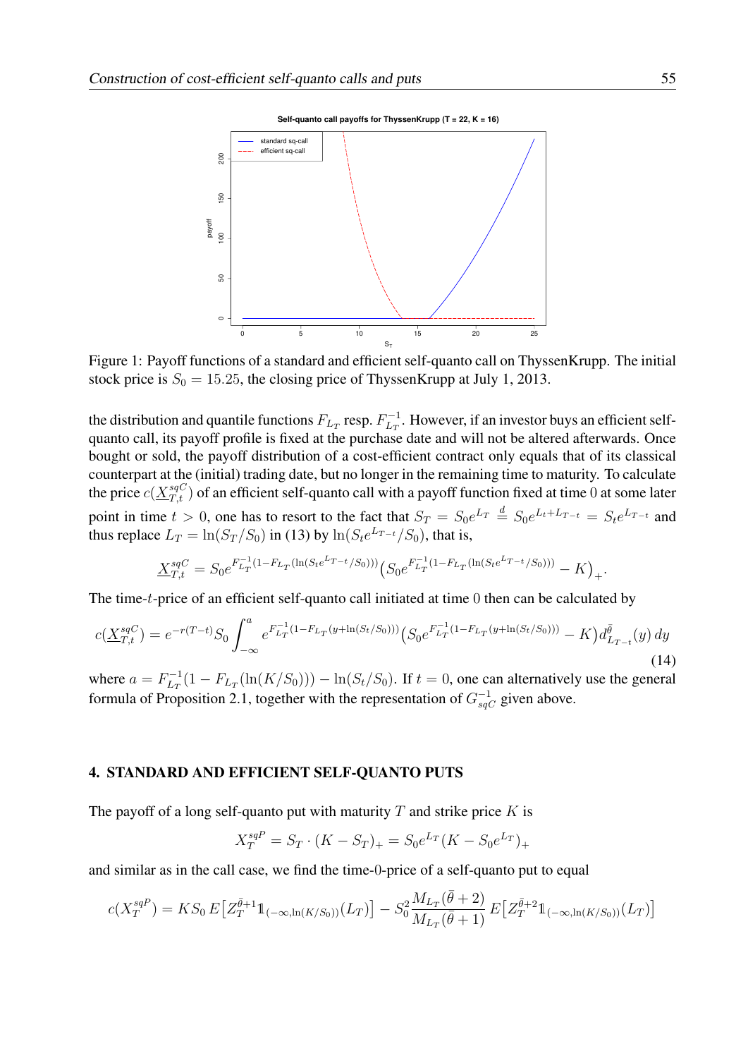Figure 1: Payoff functions of a standard and efficient self-quanto call on ThyssenKrupp. The initial stock price is $S_0 = 15.25$, the closing price of ThyssenKrupp at July 1, 2013.

the distribution and quantile functions $F_{L_T}$ resp. $F_{L_T}^{-1}$. However, if an investor buys an efficient self-quanto call, its payoff profile is fixed at the purchase date and will not be altered afterwards. Once bought or sold, the payoff distribution of a cost-efficient contract only equals that of its classical counterpart at the (initial) trading date, but no longer in the remaining time to maturity. To calculate the price $c(\underline{X}_{T,t}^{sqC})$ of an efficient self-quanto call with a payoff function fixed at time 0 at some later point in time $t > 0$, one has to resort to the fact that $S_T = S_0 e^{L_T} \stackrel{d}{=} S_0 e^{L_t + L_{T-t}} = S_t e^{L_{T-t}}$ and thus replace $L_T = \ln(S_T/S_0)$ in (13) by $\ln(S_t e^{L_{T-t}}/S_0)$, that is,

$$\underline{X}_{T,t}^{sqC} = S_0 e^{F_{L_T}^{-1}(1-F_{L_T}(\ln(S_t e^{L_{T-t}}/S_0)))} \big(S_0 e^{F_{L_T}^{-1}(1-F_{L_T}(\ln(S_t e^{L_{T-t}}/S_0)))} - K\big)_+.$$

The time-$t$-price of an efficient self-quanto call initiated at time 0 then can be calculated by

$$c(\underline{X}_{T,t}^{sqC}) = e^{-r(T-t)} S_0 \int_{-\infty}^{a} e^{F_{L_T}^{-1}(1-F_{L_T}(y+\ln(S_t/S_0)))} \big(S_0 e^{F_{L_T}^{-1}(1-F_{L_T}(y+\ln(S_t/S_0)))} - K\big) d_{L_{T-t}}^{\bar{\theta}}(y)\, dy \tag{14}$$

where $a = F_{L_T}^{-1}(1 - F_{L_T}(\ln(K/S_0))) - \ln(S_t/S_0)$. If $t = 0$, one can alternatively use the general formula of Proposition 2.1, together with the representation of $G_{sqC}^{-1}$ given above.

## 4. STANDARD AND EFFICIENT SELF-QUANTO PUTS

The payoff of a long self-quanto put with maturity $T$ and strike price $K$ is

$$X_T^{sqP} = S_T \cdot (K - S_T)_+ = S_0 e^{L_T} (K - S_0 e^{L_T})_+$$

and similar as in the call case, we find the time-0-price of a self-quanto put to equal

$$c(X_T^{sqP}) = K S_0\, E\big[Z_T^{\bar{\theta}+1} \mathbb{1}_{(-\infty, \ln(K/S_0))}(L_T)\big] - S_0^2 \frac{M_{L_T}(\bar{\theta}+2)}{M_{L_T}(\bar{\theta}+1)}\, E\big[Z_T^{\bar{\theta}+2} \mathbb{1}_{(-\infty, \ln(K/S_0))}(L_T)\big]$$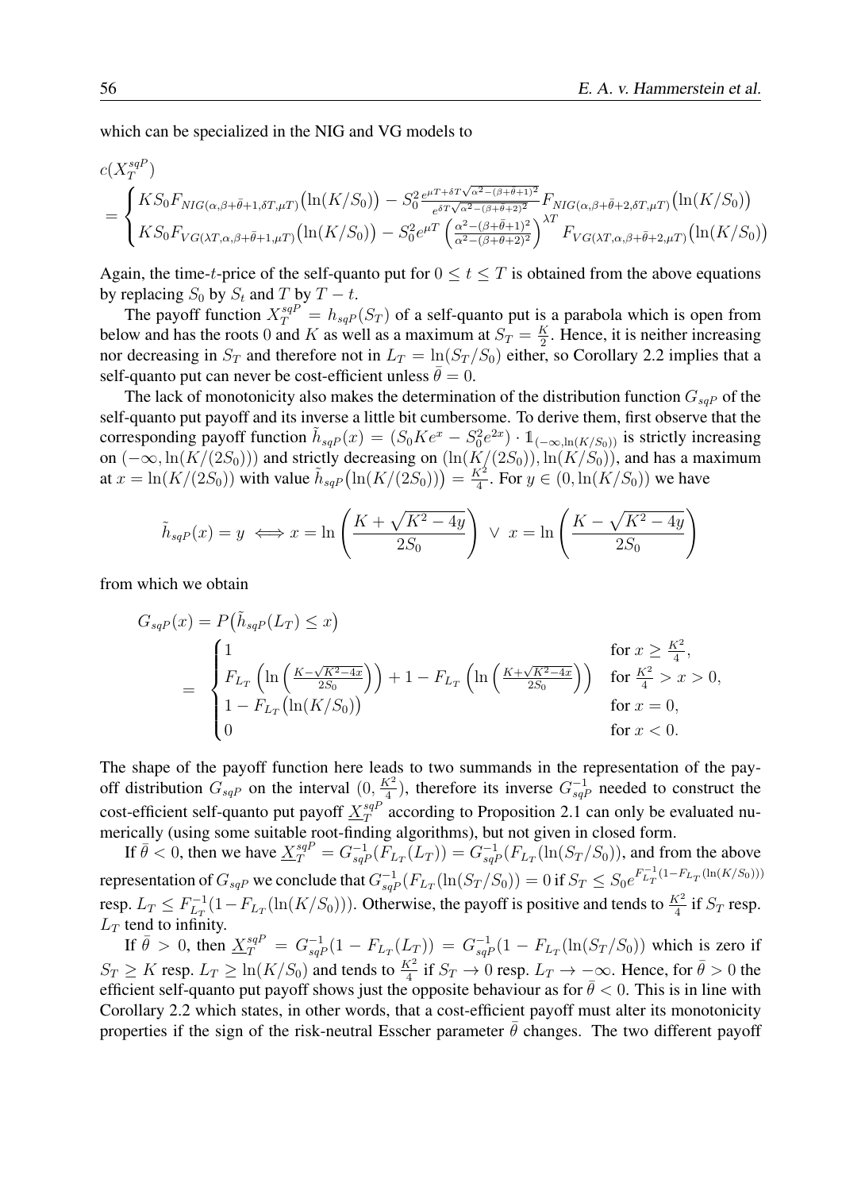which can be specialized in the NIG and VG models to

$$
\begin{aligned}
&c(X_T^{sqP}) \\
&= \begin{cases} KS_0 F_{NIG(\alpha,\beta+\bar\theta+1,\delta T,\mu T)}\big(\ln(K/S_0)\big) - S_0^2 \frac{e^{\mu T+\delta T\sqrt{\alpha^2-(\beta+\bar\theta+1)^2}}}{e^{\delta T\sqrt{\alpha^2-(\beta+\bar\theta+2)^2}}} F_{NIG(\alpha,\beta+\bar\theta+2,\delta T,\mu T)}\big(\ln(K/S_0)\big) \\ KS_0 F_{VG(\lambda T,\alpha,\beta+\bar\theta+1,\mu T)}\big(\ln(K/S_0)\big) - S_0^2 e^{\mu T}\left(\frac{\alpha^2-(\beta+\bar\theta+1)^2}{\alpha^2-(\beta+\bar\theta+2)^2}\right)^{\lambda T} F_{VG(\lambda T,\alpha,\beta+\bar\theta+2,\mu T)}\big(\ln(K/S_0)\big) \end{cases}
\end{aligned}
$$

Again, the time-$t$-price of the self-quanto put for $0 \le t \le T$ is obtained from the above equations by replacing $S_0$ by $S_t$ and $T$ by $T-t$.

The payoff function $X_T^{sqP} = h_{sqP}(S_T)$ of a self-quanto put is a parabola which is open from below and has the roots $0$ and $K$ as well as a maximum at $S_T = \frac{K}{2}$. Hence, it is neither increasing nor decreasing in $S_T$ and therefore not in $L_T = \ln(S_T/S_0)$ either, so Corollary 2.2 implies that a self-quanto put can never be cost-efficient unless $\bar\theta = 0$.

The lack of monotonicity also makes the determination of the distribution function $G_{sqP}$ of the self-quanto put payoff and its inverse a little bit cumbersome. To derive them, first observe that the corresponding payoff function $\tilde h_{sqP}(x) = (S_0Ke^x - S_0^2e^{2x}) \cdot \mathbb{1}_{(-\infty,\ln(K/S_0))}$ is strictly increasing on $(-\infty, \ln(K/(2S_0)))$ and strictly decreasing on $(\ln(K/(2S_0)), \ln(K/S_0))$, and has a maximum at $x = \ln(K/(2S_0))$ with value $\tilde h_{sqP}\big(\ln(K/(2S_0))\big) = \frac{K^2}{4}$. For $y \in (0, \ln(K/S_0))$ we have

$$
\tilde h_{sqP}(x) = y \iff x = \ln\left(\frac{K+\sqrt{K^2-4y}}{2S_0}\right) \;\vee\; x = \ln\left(\frac{K-\sqrt{K^2-4y}}{2S_0}\right)
$$

from which we obtain

$$
\begin{aligned}
G_{sqP}(x) &= P\big(\tilde h_{sqP}(L_T) \le x\big) \\
&= \begin{cases} 1 & \text{for } x \ge \frac{K^2}{4}, \\ F_{L_T}\left(\ln\left(\frac{K-\sqrt{K^2-4x}}{2S_0}\right)\right) + 1 - F_{L_T}\left(\ln\left(\frac{K+\sqrt{K^2-4x}}{2S_0}\right)\right) & \text{for } \frac{K^2}{4} > x > 0, \\ 1 - F_{L_T}\big(\ln(K/S_0)\big) & \text{for } x = 0, \\ 0 & \text{for } x < 0. \end{cases}
\end{aligned}
$$

The shape of the payoff function here leads to two summands in the representation of the payoff distribution $G_{sqP}$ on the interval $(0, \frac{K^2}{4})$, therefore its inverse $G_{sqP}^{-1}$ needed to construct the cost-efficient self-quanto put payoff $\underline{X}_T^{sqP}$ according to Proposition 2.1 can only be evaluated numerically (using some suitable root-finding algorithms), but not given in closed form.

If $\bar\theta < 0$, then we have $\underline{X}_T^{sqP} = G_{sqP}^{-1}(F_{L_T}(L_T)) = G_{sqP}^{-1}(F_{L_T}(\ln(S_T/S_0))$, and from the above representation of $G_{sqP}$ we conclude that $G_{sqP}^{-1}(F_{L_T}(\ln(S_T/S_0)) = 0$ if $S_T \le S_0 e^{F_{L_T}^{-1}(1-F_{L_T}(\ln(K/S_0)))}$ resp. $L_T \le F_{L_T}^{-1}(1-F_{L_T}(\ln(K/S_0)))$. Otherwise, the payoff is positive and tends to $\frac{K^2}{4}$ if $S_T$ resp. $L_T$ tend to infinity.

If $\bar\theta > 0$, then $\underline{X}_T^{sqP} = G_{sqP}^{-1}(1 - F_{L_T}(L_T)) = G_{sqP}^{-1}(1 - F_{L_T}(\ln(S_T/S_0))$ which is zero if $S_T \ge K$ resp. $L_T \ge \ln(K/S_0)$ and tends to $\frac{K^2}{4}$ if $S_T \to 0$ resp. $L_T \to -\infty$. Hence, for $\bar\theta > 0$ the efficient self-quanto put payoff shows just the opposite behaviour as for $\bar\theta < 0$. This is in line with Corollary 2.2 which states, in other words, that a cost-efficient payoff must alter its monotonicity properties if the sign of the risk-neutral Esscher parameter $\bar\theta$ changes. The two different payoff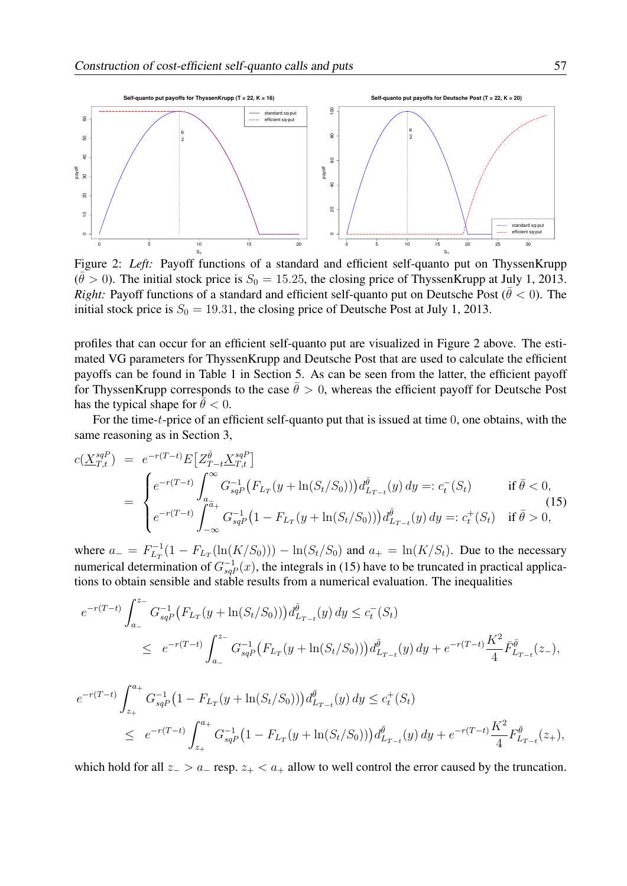Figure 2: *Left:* Payoff functions of a standard and efficient self-quanto put on ThyssenKrupp ($\bar{\theta} > 0$). The initial stock price is $S_0 = 15.25$, the closing price of ThyssenKrupp at July 1, 2013. *Right:* Payoff functions of a standard and efficient self-quanto put on Deutsche Post ($\bar{\theta} < 0$). The initial stock price is $S_0 = 19.31$, the closing price of Deutsche Post at July 1, 2013.

profiles that can occur for an efficient self-quanto put are visualized in Figure 2 above. The estimated VG parameters for ThyssenKrupp and Deutsche Post that are used to calculate the efficient payoffs can be found in Table 1 in Section 5. As can be seen from the latter, the efficient payoff for ThyssenKrupp corresponds to the case $\bar{\theta} > 0$, whereas the efficient payoff for Deutsche Post has the typical shape for $\bar{\theta} < 0$.

For the time-$t$-price of an efficient self-quanto put that is issued at time 0, one obtains, with the same reasoning as in Section 3,

$$
\begin{aligned}
c(\underline{X}^{sqP}_{T,t}) &= e^{-r(T-t)} E\big[Z^{\bar{\theta}}_{T-t} \underline{X}^{sqP}_{T,t}\big] \\
&= \begin{cases} e^{-r(T-t)} \displaystyle\int_{a_-}^{\infty} G^{-1}_{sqP}\big(F_{L_T}(y + \ln(S_t/S_0))\big) d^{\bar{\theta}}_{L_{T-t}}(y)\, dy =: c^-_t(S_t) & \text{if } \bar{\theta} < 0, \\ e^{-r(T-t)} \displaystyle\int_{-\infty}^{a_+} G^{-1}_{sqP}\big(1 - F_{L_T}(y + \ln(S_t/S_0))\big) d^{\bar{\theta}}_{L_{T-t}}(y)\, dy =: c^+_t(S_t) & \text{if } \bar{\theta} > 0, \end{cases}
\end{aligned}
\tag{15}
$$

where $a_- = F^{-1}_{L_T}(1 - F_{L_T}(\ln(K/S_0))) - \ln(S_t/S_0)$ and $a_+ = \ln(K/S_t)$. Due to the necessary numerical determination of $G^{-1}_{sqP}(x)$, the integrals in (15) have to be truncated in practical applications to obtain sensible and stable results from a numerical evaluation. The inequalities

$$
\begin{aligned}
e^{-r(T-t)} \int_{a_-}^{z_-} & G^{-1}_{sqP}\big(F_{L_T}(y + \ln(S_t/S_0))\big) d^{\bar{\theta}}_{L_{T-t}}(y)\, dy \le c^-_t(S_t) \\
&\le e^{-r(T-t)} \int_{a_-}^{z_-} G^{-1}_{sqP}\big(F_{L_T}(y + \ln(S_t/S_0))\big) d^{\bar{\theta}}_{L_{T-t}}(y)\, dy + e^{-r(T-t)} \frac{K^2}{4} \bar{F}^{\bar{\theta}}_{L_{T-t}}(z_-),
\end{aligned}
$$

$$
\begin{aligned}
e^{-r(T-t)} \int_{z_+}^{a_+} & G^{-1}_{sqP}\big(1 - F_{L_T}(y + \ln(S_t/S_0))\big) d^{\bar{\theta}}_{L_{T-t}}(y)\, dy \le c^+_t(S_t) \\
&\le e^{-r(T-t)} \int_{z_+}^{a_+} G^{-1}_{sqP}\big(1 - F_{L_T}(y + \ln(S_t/S_0))\big) d^{\bar{\theta}}_{L_{T-t}}(y)\, dy + e^{-r(T-t)} \frac{K^2}{4} F^{\bar{\theta}}_{L_{T-t}}(z_+),
\end{aligned}
$$

which hold for all $z_- > a_-$ resp. $z_+ < a_+$ allow to well control the error caused by the truncation.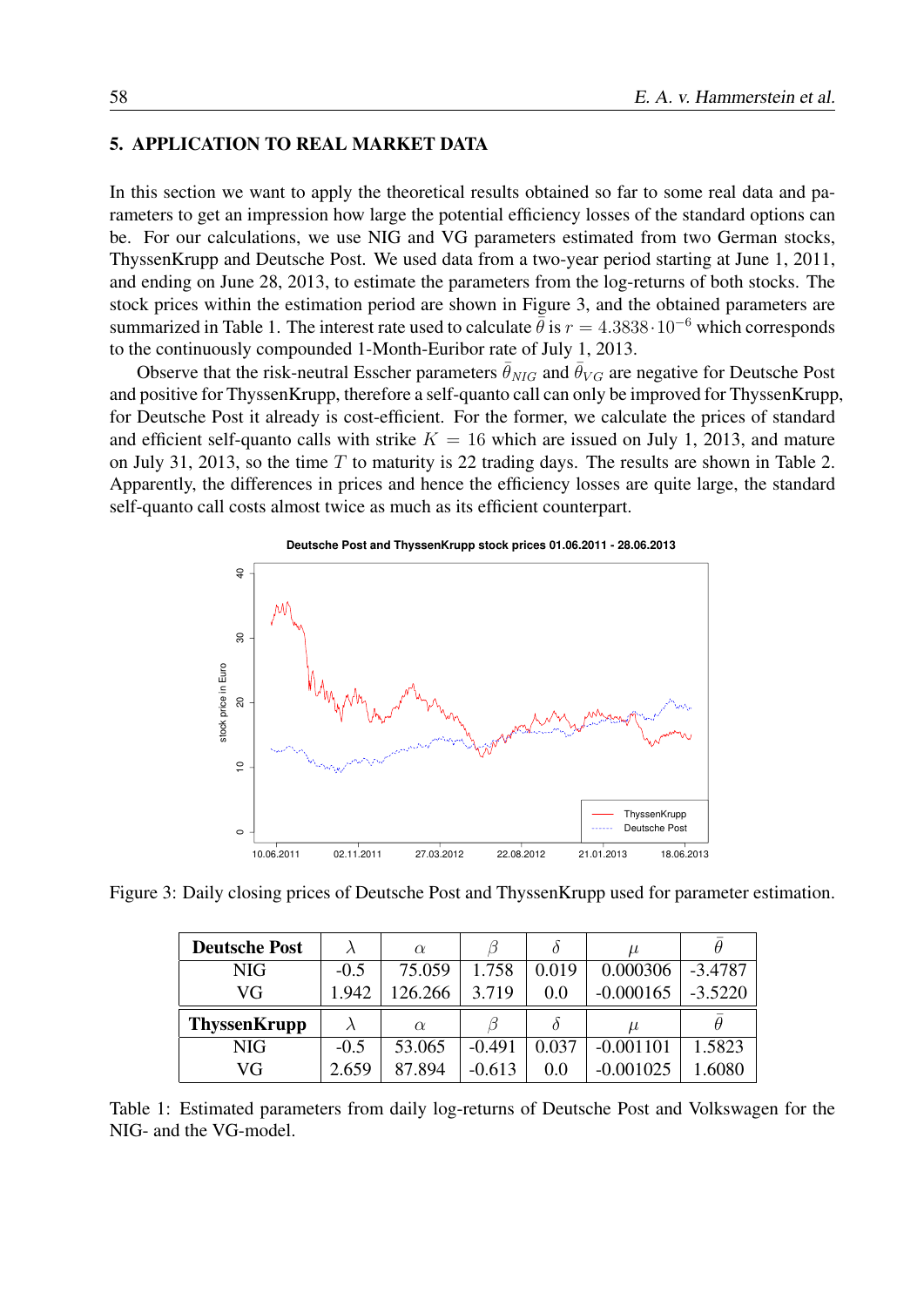## 5. APPLICATION TO REAL MARKET DATA

In this section we want to apply the theoretical results obtained so far to some real data and parameters to get an impression how large the potential efficiency losses of the standard options can be. For our calculations, we use NIG and VG parameters estimated from two German stocks, ThyssenKrupp and Deutsche Post. We used data from a two-year period starting at June 1, 2011, and ending on June 28, 2013, to estimate the parameters from the log-returns of both stocks. The stock prices within the estimation period are shown in Figure 3, and the obtained parameters are summarized in Table 1. The interest rate used to calculate $\bar{\theta}$ is $r = 4.3838 \cdot 10^{-6}$ which corresponds to the continuously compounded 1-Month-Euribor rate of July 1, 2013.

Observe that the risk-neutral Esscher parameters $\bar{\theta}_{NIG}$ and $\bar{\theta}_{VG}$ are negative for Deutsche Post and positive for ThyssenKrupp, therefore a self-quanto call can only be improved for ThyssenKrupp, for Deutsche Post it already is cost-efficient. For the former, we calculate the prices of standard and efficient self-quanto calls with strike $K = 16$ which are issued on July 1, 2013, and mature on July 31, 2013, so the time $T$ to maturity is 22 trading days. The results are shown in Table 2. Apparently, the differences in prices and hence the efficiency losses are quite large, the standard self-quanto call costs almost twice as much as its efficient counterpart.

Figure 3: Daily closing prices of Deutsche Post and ThyssenKrupp used for parameter estimation.

| **Deutsche Post** | $\lambda$ | $\alpha$ | $\beta$ | $\delta$ | $\mu$ | $\bar{\theta}$ |
|---|---|---|---|---|---|---|
| NIG | -0.5 | 75.059 | 1.758 | 0.019 | 0.000306 | -3.4787 |
| VG | 1.942 | 126.266 | 3.719 | 0.0 | -0.000165 | -3.5220 |
| **ThyssenKrupp** | $\lambda$ | $\alpha$ | $\beta$ | $\delta$ | $\mu$ | $\bar{\theta}$ |
| NIG | -0.5 | 53.065 | -0.491 | 0.037 | -0.001101 | 1.5823 |
| VG | 2.659 | 87.894 | -0.613 | 0.0 | -0.001025 | 1.6080 |

Table 1: Estimated parameters from daily log-returns of Deutsche Post and Volkswagen for the NIG- and the VG-model.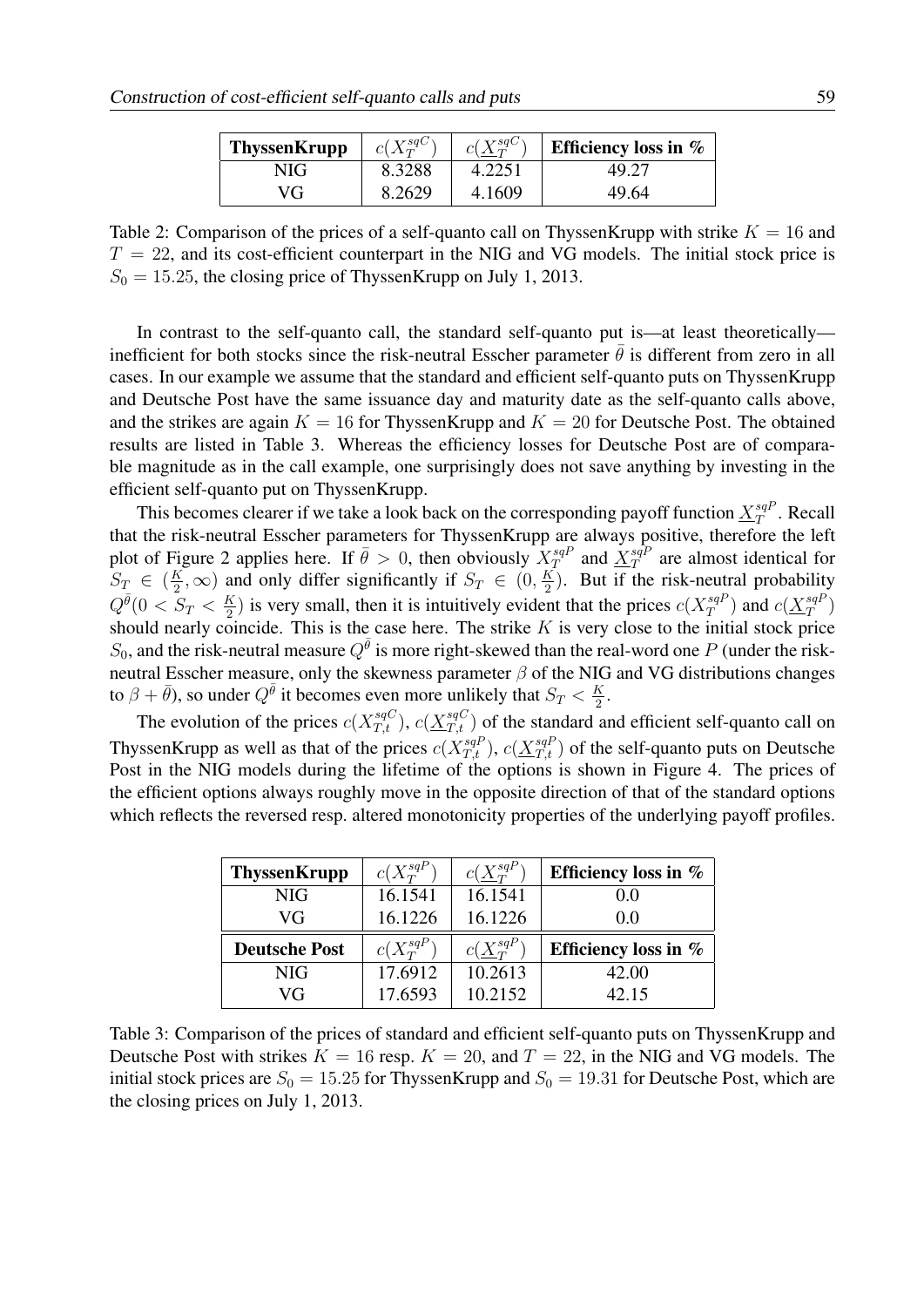| ThyssenKrupp | $c(X_T^{sqC})$ | $c(\underline{X}_T^{sqC})$ | Efficiency loss in % |
|---|---|---|---|
| NIG | 8.3288 | 4.2251 | 49.27 |
| VG | 8.2629 | 4.1609 | 49.64 |

Table 2: Comparison of the prices of a self-quanto call on ThyssenKrupp with strike $K = 16$ and $T = 22$, and its cost-efficient counterpart in the NIG and VG models. The initial stock price is $S_0 = 15.25$, the closing price of ThyssenKrupp on July 1, 2013.

In contrast to the self-quanto call, the standard self-quanto put is—at least theoretically—inefficient for both stocks since the risk-neutral Esscher parameter $\bar{\theta}$ is different from zero in all cases. In our example we assume that the standard and efficient self-quanto puts on ThyssenKrupp and Deutsche Post have the same issuance day and maturity date as the self-quanto calls above, and the strikes are again $K = 16$ for ThyssenKrupp and $K = 20$ for Deutsche Post. The obtained results are listed in Table 3. Whereas the efficiency losses for Deutsche Post are of comparable magnitude as in the call example, one surprisingly does not save anything by investing in the efficient self-quanto put on ThyssenKrupp.

This becomes clearer if we take a look back on the corresponding payoff function $\underline{X}_T^{sqP}$. Recall that the risk-neutral Esscher parameters for ThyssenKrupp are always positive, therefore the left plot of Figure 2 applies here. If $\bar{\theta} > 0$, then obviously $X_T^{sqP}$ and $\underline{X}_T^{sqP}$ are almost identical for $S_T \in (\frac{K}{2}, \infty)$ and only differ significantly if $S_T \in (0, \frac{K}{2})$. But if the risk-neutral probability $Q^{\bar{\theta}}(0 < S_T < \frac{K}{2})$ is very small, then it is intuitively evident that the prices $c(X_T^{sqP})$ and $c(\underline{X}_T^{sqP})$ should nearly coincide. This is the case here. The strike $K$ is very close to the initial stock price $S_0$, and the risk-neutral measure $Q^{\bar{\theta}}$ is more right-skewed than the real-word one $P$ (under the risk-neutral Esscher measure, only the skewness parameter $\beta$ of the NIG and VG distributions changes to $\beta + \bar{\theta}$), so under $Q^{\bar{\theta}}$ it becomes even more unlikely that $S_T < \frac{K}{2}$.

The evolution of the prices $c(X_{T,t}^{sqC})$, $c(\underline{X}_{T,t}^{sqC})$ of the standard and efficient self-quanto call on ThyssenKrupp as well as that of the prices $c(X_{T,t}^{sqP})$, $c(\underline{X}_{T,t}^{sqP})$ of the self-quanto puts on Deutsche Post in the NIG models during the lifetime of the options is shown in Figure 4. The prices of the efficient options always roughly move in the opposite direction of that of the standard options which reflects the reversed resp. altered monotonicity properties of the underlying payoff profiles.

| ThyssenKrupp | $c(X_T^{sqP})$ | $c(\underline{X}_T^{sqP})$ | Efficiency loss in % |
|---|---|---|---|
| NIG | 16.1541 | 16.1541 | 0.0 |
| VG | 16.1226 | 16.1226 | 0.0 |
| **Deutsche Post** | $c(X_T^{sqP})$ | $c(\underline{X}_T^{sqP})$ | **Efficiency loss in %** |
| NIG | 17.6912 | 10.2613 | 42.00 |
| VG | 17.6593 | 10.2152 | 42.15 |

Table 3: Comparison of the prices of standard and efficient self-quanto puts on ThyssenKrupp and Deutsche Post with strikes $K = 16$ resp. $K = 20$, and $T = 22$, in the NIG and VG models. The initial stock prices are $S_0 = 15.25$ for ThyssenKrupp and $S_0 = 19.31$ for Deutsche Post, which are the closing prices on July 1, 2013.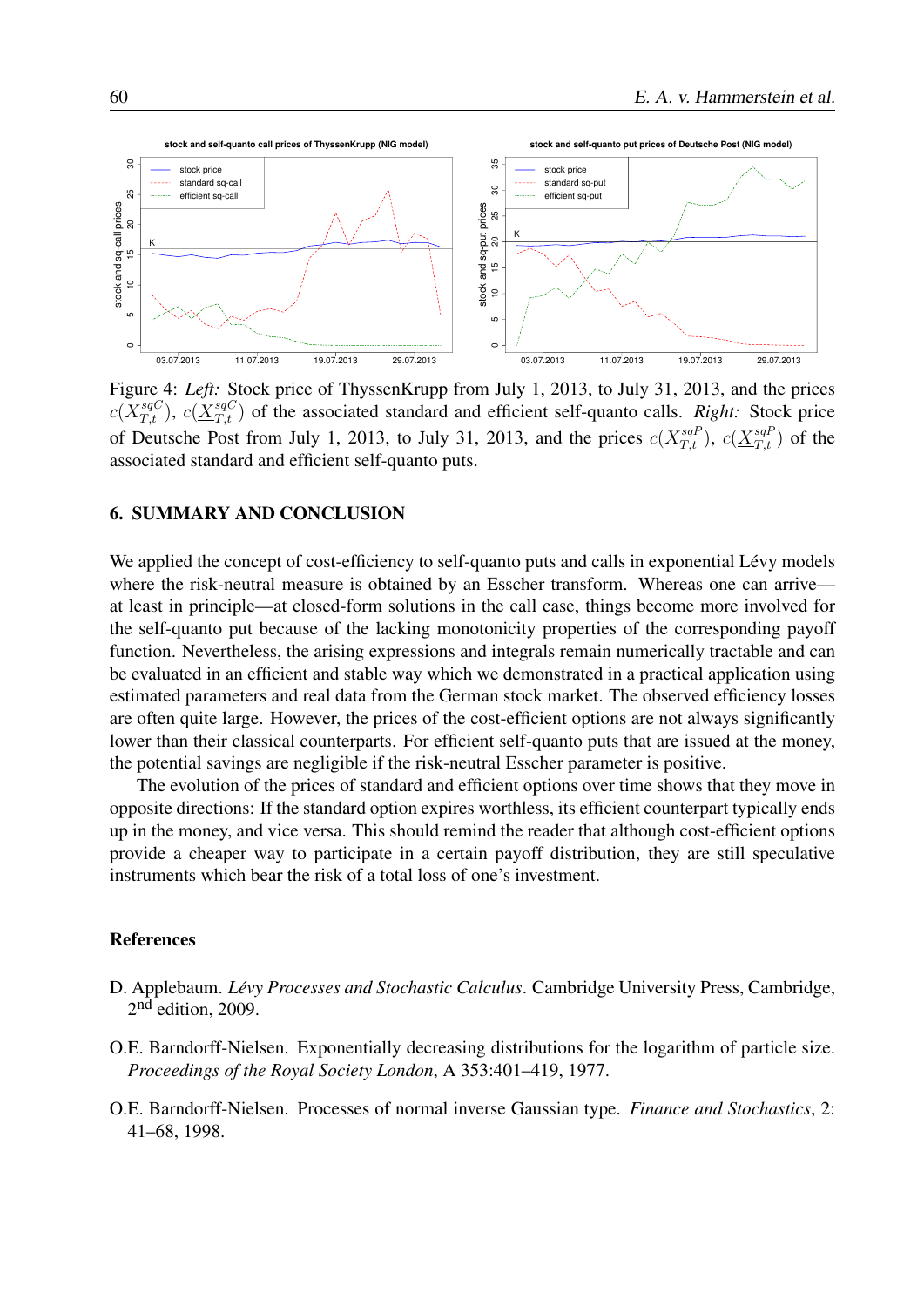Figure 4: *Left:* Stock price of ThyssenKrupp from July 1, 2013, to July 31, 2013, and the prices $c(X_{T,t}^{sqC})$, $c(\underline{X}_{T,t}^{sqC})$ of the associated standard and efficient self-quanto calls. *Right:* Stock price of Deutsche Post from July 1, 2013, to July 31, 2013, and the prices $c(X_{T,t}^{sqP})$, $c(\underline{X}_{T,t}^{sqP})$ of the associated standard and efficient self-quanto puts.

## 6. SUMMARY AND CONCLUSION

We applied the concept of cost-efficiency to self-quanto puts and calls in exponential Lévy models where the risk-neutral measure is obtained by an Esscher transform. Whereas one can arrive—at least in principle—at closed-form solutions in the call case, things become more involved for the self-quanto put because of the lacking monotonicity properties of the corresponding payoff function. Nevertheless, the arising expressions and integrals remain numerically tractable and can be evaluated in an efficient and stable way which we demonstrated in a practical application using estimated parameters and real data from the German stock market. The observed efficiency losses are often quite large. However, the prices of the cost-efficient options are not always significantly lower than their classical counterparts. For efficient self-quanto puts that are issued at the money, the potential savings are negligible if the risk-neutral Esscher parameter is positive.

The evolution of the prices of standard and efficient options over time shows that they move in opposite directions: If the standard option expires worthless, its efficient counterpart typically ends up in the money, and vice versa. This should remind the reader that although cost-efficient options provide a cheaper way to participate in a certain payoff distribution, they are still speculative instruments which bear the risk of a total loss of one's investment.

### References

D. Applebaum. *Lévy Processes and Stochastic Calculus*. Cambridge University Press, Cambridge, 2nd edition, 2009.

O.E. Barndorff-Nielsen. Exponentially decreasing distributions for the logarithm of particle size. *Proceedings of the Royal Society London*, A 353:401–419, 1977.

O.E. Barndorff-Nielsen. Processes of normal inverse Gaussian type. *Finance and Stochastics*, 2: 41–68, 1998.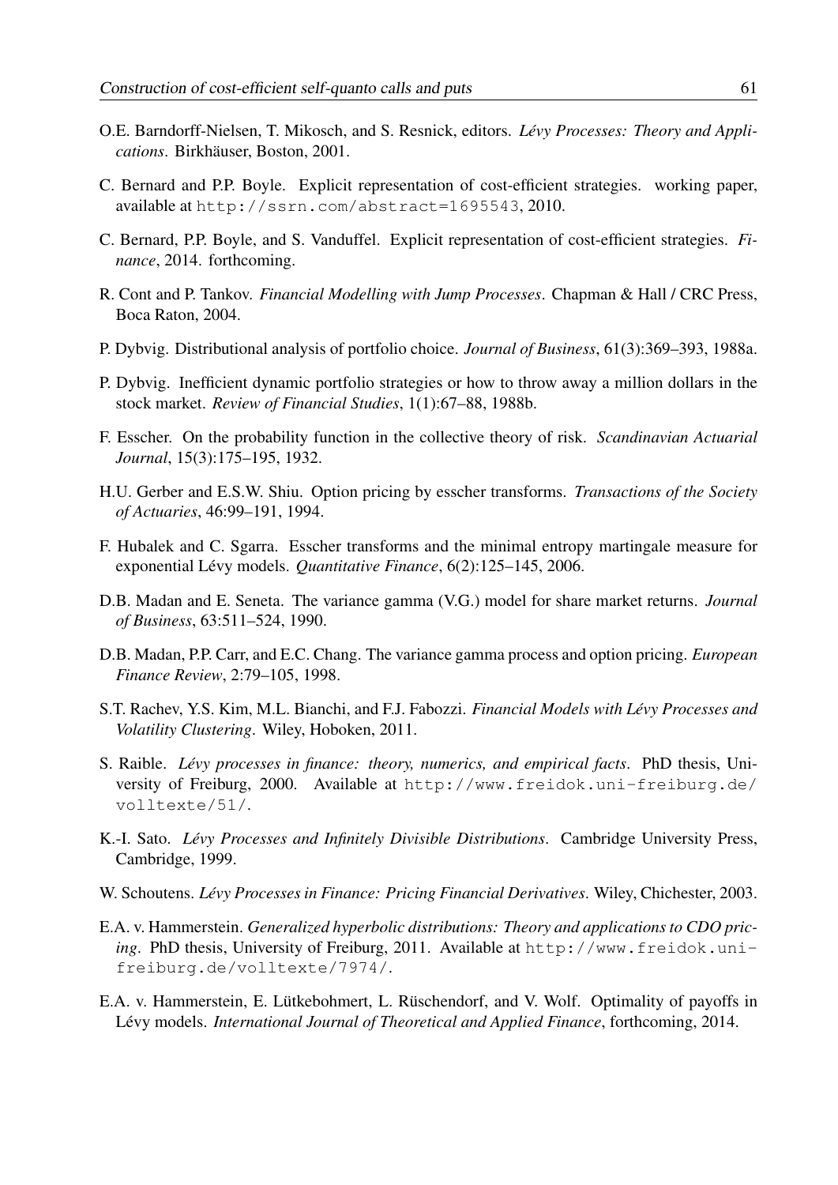O.E. Barndorff-Nielsen, T. Mikosch, and S. Resnick, editors. *Lévy Processes: Theory and Applications*. Birkhäuser, Boston, 2001.

C. Bernard and P.P. Boyle. Explicit representation of cost-efficient strategies. working paper, available at `http://ssrn.com/abstract=1695543`, 2010.

C. Bernard, P.P. Boyle, and S. Vanduffel. Explicit representation of cost-efficient strategies. *Finance*, 2014. forthcoming.

R. Cont and P. Tankov. *Financial Modelling with Jump Processes*. Chapman & Hall / CRC Press, Boca Raton, 2004.

P. Dybvig. Distributional analysis of portfolio choice. *Journal of Business*, 61(3):369–393, 1988a.

P. Dybvig. Inefficient dynamic portfolio strategies or how to throw away a million dollars in the stock market. *Review of Financial Studies*, 1(1):67–88, 1988b.

F. Esscher. On the probability function in the collective theory of risk. *Scandinavian Actuarial Journal*, 15(3):175–195, 1932.

H.U. Gerber and E.S.W. Shiu. Option pricing by esscher transforms. *Transactions of the Society of Actuaries*, 46:99–191, 1994.

F. Hubalek and C. Sgarra. Esscher transforms and the minimal entropy martingale measure for exponential Lévy models. *Quantitative Finance*, 6(2):125–145, 2006.

D.B. Madan and E. Seneta. The variance gamma (V.G.) model for share market returns. *Journal of Business*, 63:511–524, 1990.

D.B. Madan, P.P. Carr, and E.C. Chang. The variance gamma process and option pricing. *European Finance Review*, 2:79–105, 1998.

S.T. Rachev, Y.S. Kim, M.L. Bianchi, and F.J. Fabozzi. *Financial Models with Lévy Processes and Volatility Clustering*. Wiley, Hoboken, 2011.

S. Raible. *Lévy processes in finance: theory, numerics, and empirical facts*. PhD thesis, University of Freiburg, 2000. Available at `http://www.freidok.uni-freiburg.de/volltexte/51/`.

K.-I. Sato. *Lévy Processes and Infinitely Divisible Distributions*. Cambridge University Press, Cambridge, 1999.

W. Schoutens. *Lévy Processes in Finance: Pricing Financial Derivatives*. Wiley, Chichester, 2003.

E.A. v. Hammerstein. *Generalized hyperbolic distributions: Theory and applications to CDO pricing*. PhD thesis, University of Freiburg, 2011. Available at `http://www.freidok.uni-freiburg.de/volltexte/7974/`.

E.A. v. Hammerstein, E. Lütkebohmert, L. Rüschendorf, and V. Wolf. Optimality of payoffs in Lévy models. *International Journal of Theoretical and Applied Finance*, forthcoming, 2014.